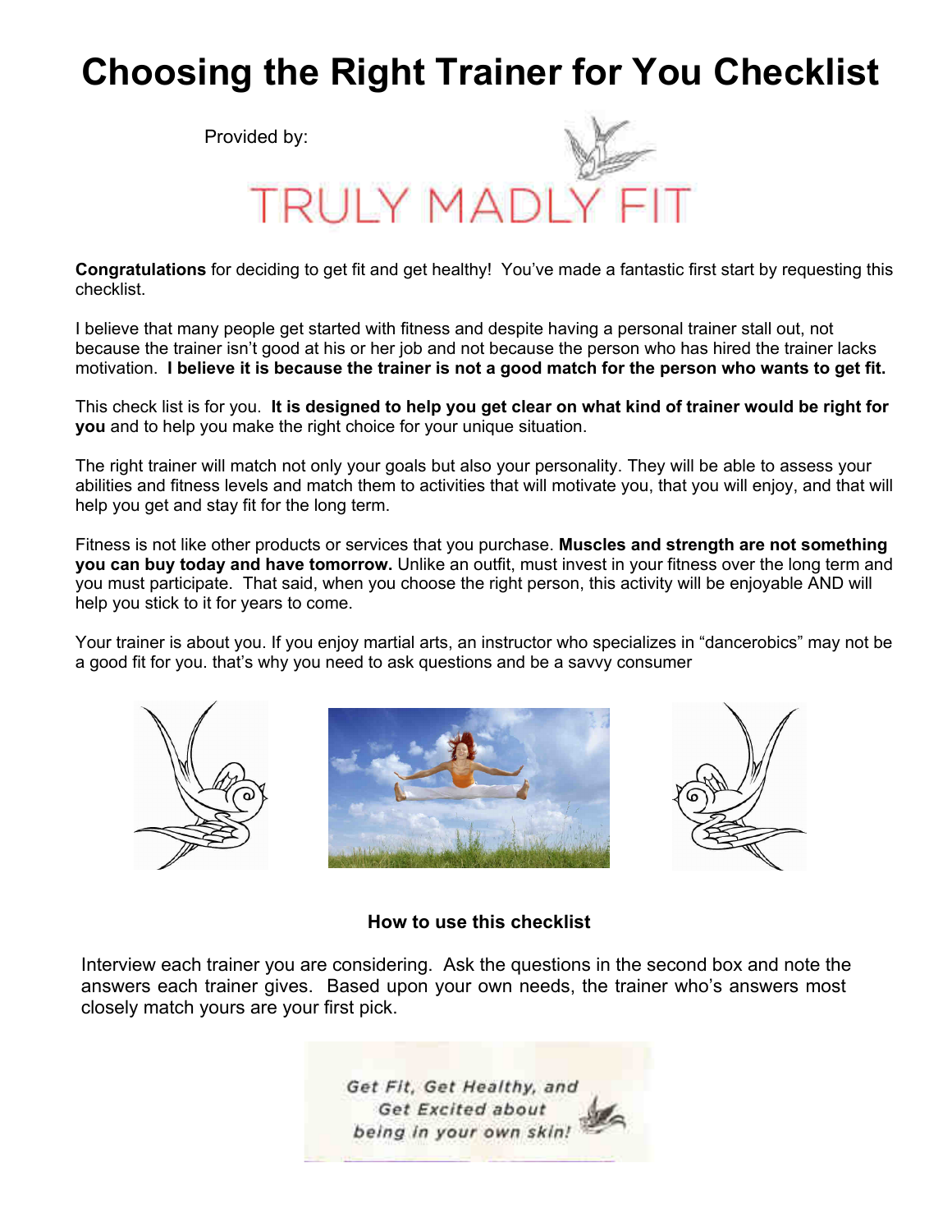# Choosing the Right Trainer for You Checklist

Provided by:

TRULY MADLY FIT

**Congratulations** for deciding to get fit and get healthy! You've made a fantastic first start by requesting this checklist.

I believe that many people get started with fitness and despite having a personal trainer stall out, not because the trainer isn't good at his or her job and not because the person who has hired the trainer lacks motivation. **I believe it is because the trainer is not a good match for the person who wants to get fit.**

This check list is for you. **It is designed to help you get clear on what kind of trainer would be right for you** and to help you make the right choice for your unique situation.

The right trainer will match not only your goals but also your personality. They will be able to assess your abilities and fitness levels and match them to activities that will motivate you, that you will enjoy, and that will help you get and stay fit for the long term.

Fitness is not like other products or services that you purchase. **Muscles and strength are not something you can buy today and have tomorrow.** Unlike an outfit, must invest in your fitness over the long term and you must participate. That said, when you choose the right person, this activity will be enjoyable AND will help you stick to it for years to come.

Your trainer is about you. If you enjoy martial arts, an instructor who specializes in "dancerobics" may not be a good fit for you. that's why you need to ask questions and be a savvy consumer

### How to use this checklist

Interview each trainer you are considering. Ask the questions in the second box and note the answers each trainer gives. Based upon your own needs, the trainer who's answers most closely match yours are your first pick.

*Get Fit, Get Healthy, and Get Excited about being in your own skin!*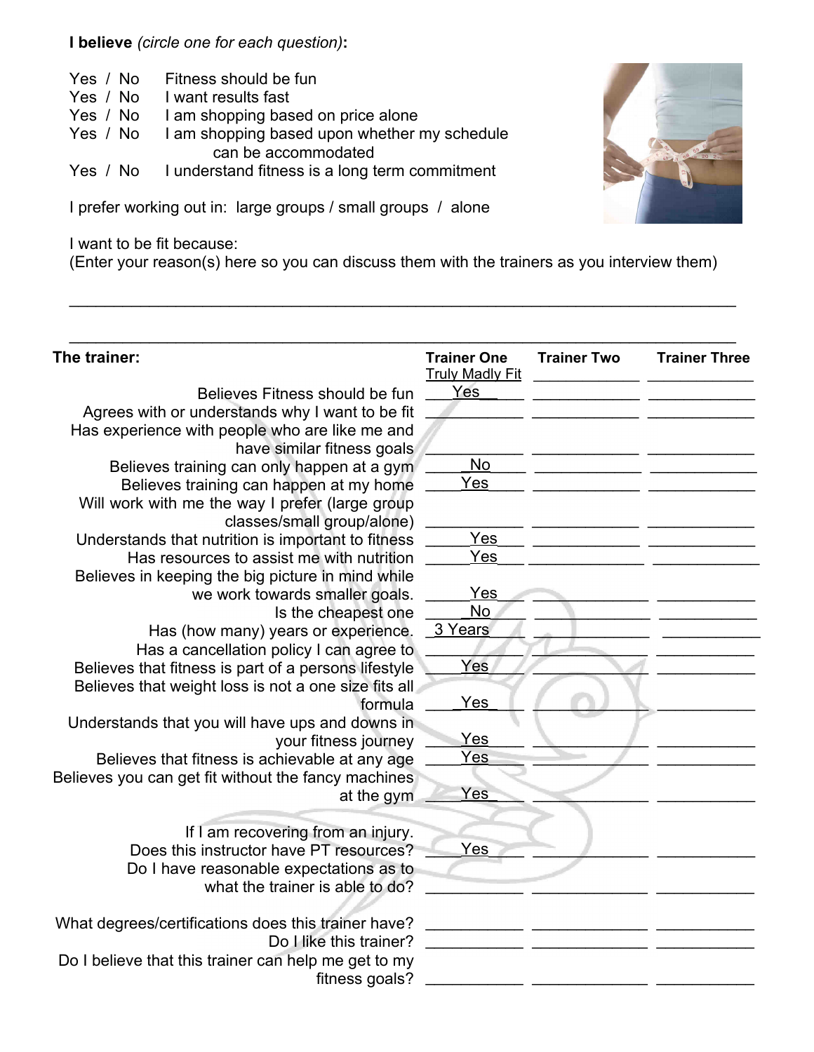**I believe** *(circle one for each question)***:**

Yes / No Fitness should be fun
Yes / No I want results fast
Yes / No I am shopping based on price alone
Yes / No I am shopping based upon whether my schedule can be accommodated
Yes / No I understand fitness is a long term commitment

I prefer working out in: large groups / small groups / alone

I want to be fit because:
(Enter your reason(s) here so you can discuss them with the trainers as you interview them)

______________________________________________________________________________

______________________________________________________________________________

| The trainer: | Trainer One<br>Truly Madly Fit | Trainer Two | Trainer Three |
|---|---|---|---|
| Believes Fitness should be fun | Yes | | |
| Agrees with or understands why I want to be fit | | | |
| Has experience with people who are like me and have similar fitness goals | | | |
| Believes training can only happen at a gym | No | | |
| Believes training can happen at my home | Yes | | |
| Will work with me the way I prefer (large group classes/small group/alone) | | | |
| Understands that nutrition is important to fitness | Yes | | |
| Has resources to assist me with nutrition | Yes | | |
| Believes in keeping the big picture in mind while we work towards smaller goals. | Yes | | |
| Is the cheapest one | No | | |
| Has (how many) years or experience. | 3 Years | | |
| Has a cancellation policy I can agree to | | | |
| Believes that fitness is part of a persons lifestyle | Yes | | |
| Believes that weight loss is not a one size fits all formula | Yes | | |
| Understands that you will have ups and downs in your fitness journey | Yes | | |
| Believes that fitness is achievable at any age | Yes | | |
| Believes you can get fit without the fancy machines at the gym | Yes | | |
| If I am recovering from an injury. Does this instructor have PT resources? | Yes | | |
| Do I have reasonable expectations as to what the trainer is able to do? | | | |
| What degrees/certifications does this trainer have? | | | |
| Do I like this trainer? | | | |
| Do I believe that this trainer can help me get to my fitness goals? | | | |